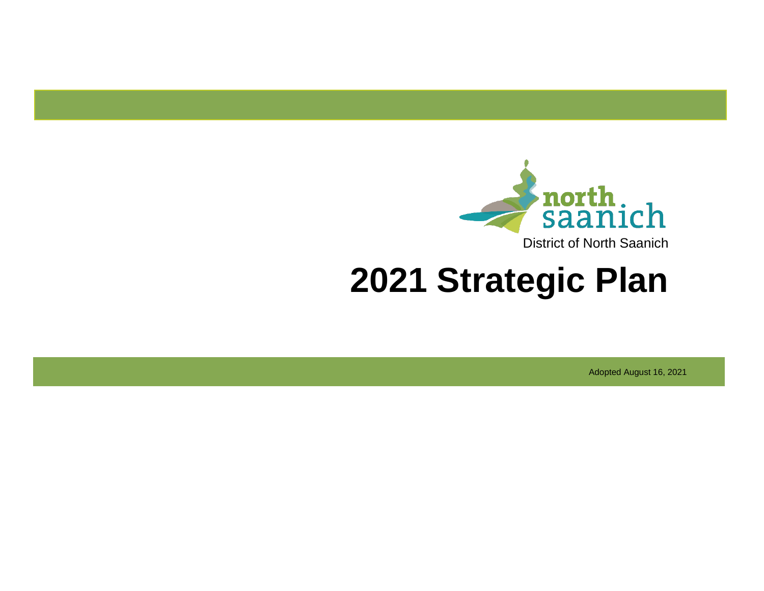north saanich

District of North Saanich

# 2021 Strategic Plan

Adopted August 16, 2021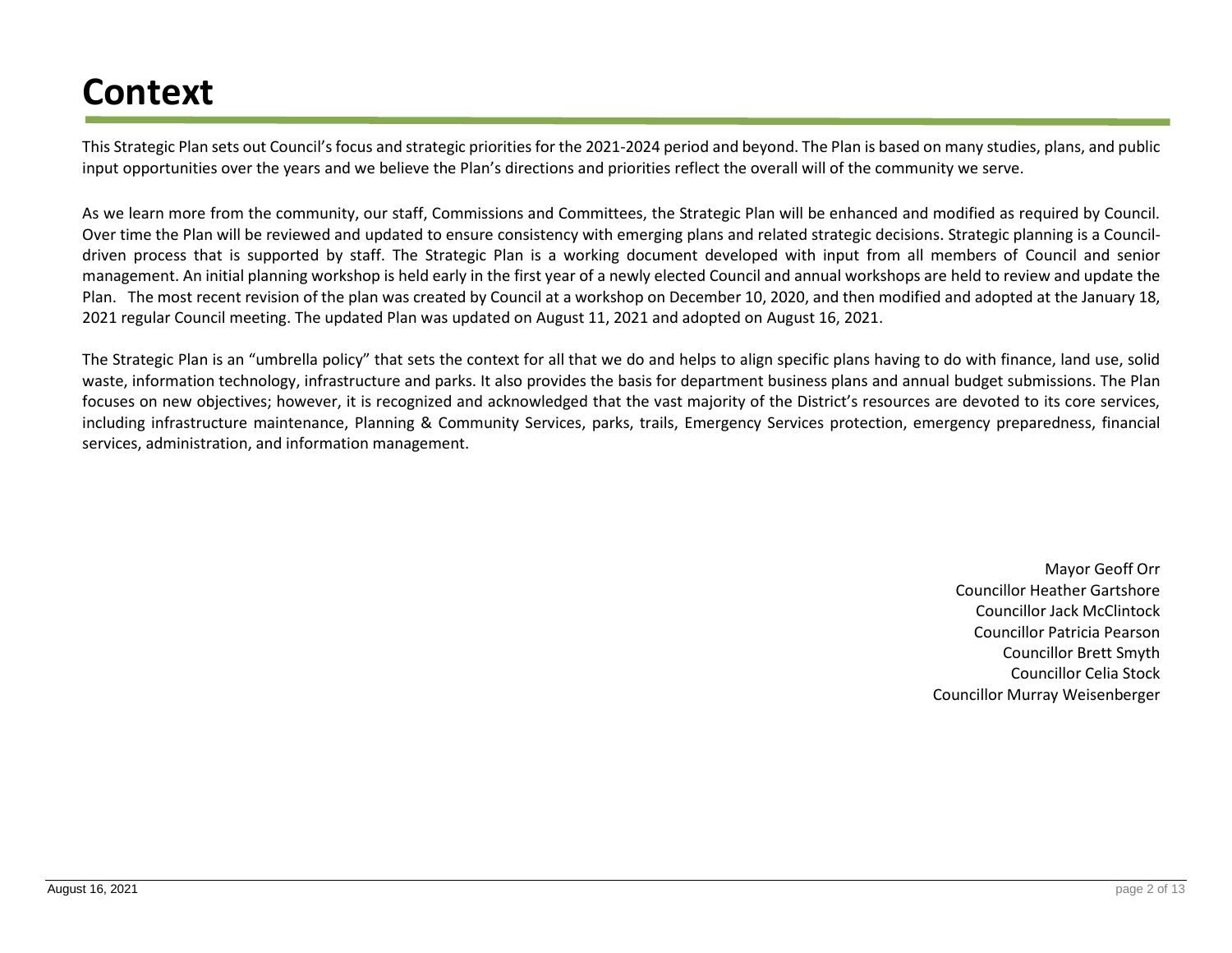# Context

This Strategic Plan sets out Council's focus and strategic priorities for the 2021-2024 period and beyond. The Plan is based on many studies, plans, and public input opportunities over the years and we believe the Plan's directions and priorities reflect the overall will of the community we serve.

As we learn more from the community, our staff, Commissions and Committees, the Strategic Plan will be enhanced and modified as required by Council. Over time the Plan will be reviewed and updated to ensure consistency with emerging plans and related strategic decisions. Strategic planning is a Council-driven process that is supported by staff. The Strategic Plan is a working document developed with input from all members of Council and senior management. An initial planning workshop is held early in the first year of a newly elected Council and annual workshops are held to review and update the Plan. The most recent revision of the plan was created by Council at a workshop on December 10, 2020, and then modified and adopted at the January 18, 2021 regular Council meeting. The updated Plan was updated on August 11, 2021 and adopted on August 16, 2021.

The Strategic Plan is an "umbrella policy" that sets the context for all that we do and helps to align specific plans having to do with finance, land use, solid waste, information technology, infrastructure and parks. It also provides the basis for department business plans and annual budget submissions. The Plan focuses on new objectives; however, it is recognized and acknowledged that the vast majority of the District's resources are devoted to its core services, including infrastructure maintenance, Planning & Community Services, parks, trails, Emergency Services protection, emergency preparedness, financial services, administration, and information management.

Mayor Geoff Orr
Councillor Heather Gartshore
Councillor Jack McClintock
Councillor Patricia Pearson
Councillor Brett Smyth
Councillor Celia Stock
Councillor Murray Weisenberger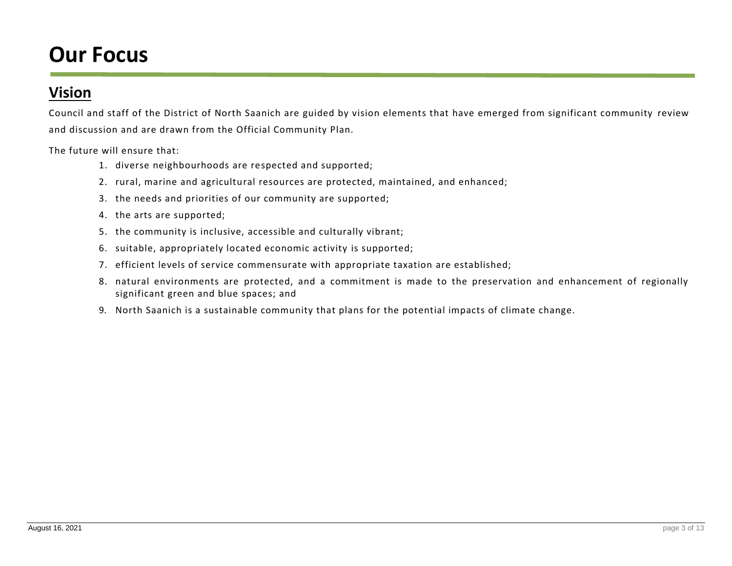# Our Focus

## Vision

Council and staff of the District of North Saanich are guided by vision elements that have emerged from significant community review and discussion and are drawn from the Official Community Plan.

The future will ensure that:

1. diverse neighbourhoods are respected and supported;
2. rural, marine and agricultural resources are protected, maintained, and enhanced;
3. the needs and priorities of our community are supported;
4. the arts are supported;
5. the community is inclusive, accessible and culturally vibrant;
6. suitable, appropriately located economic activity is supported;
7. efficient levels of service commensurate with appropriate taxation are established;
8. natural environments are protected, and a commitment is made to the preservation and enhancement of regionally significant green and blue spaces; and
9. North Saanich is a sustainable community that plans for the potential impacts of climate change.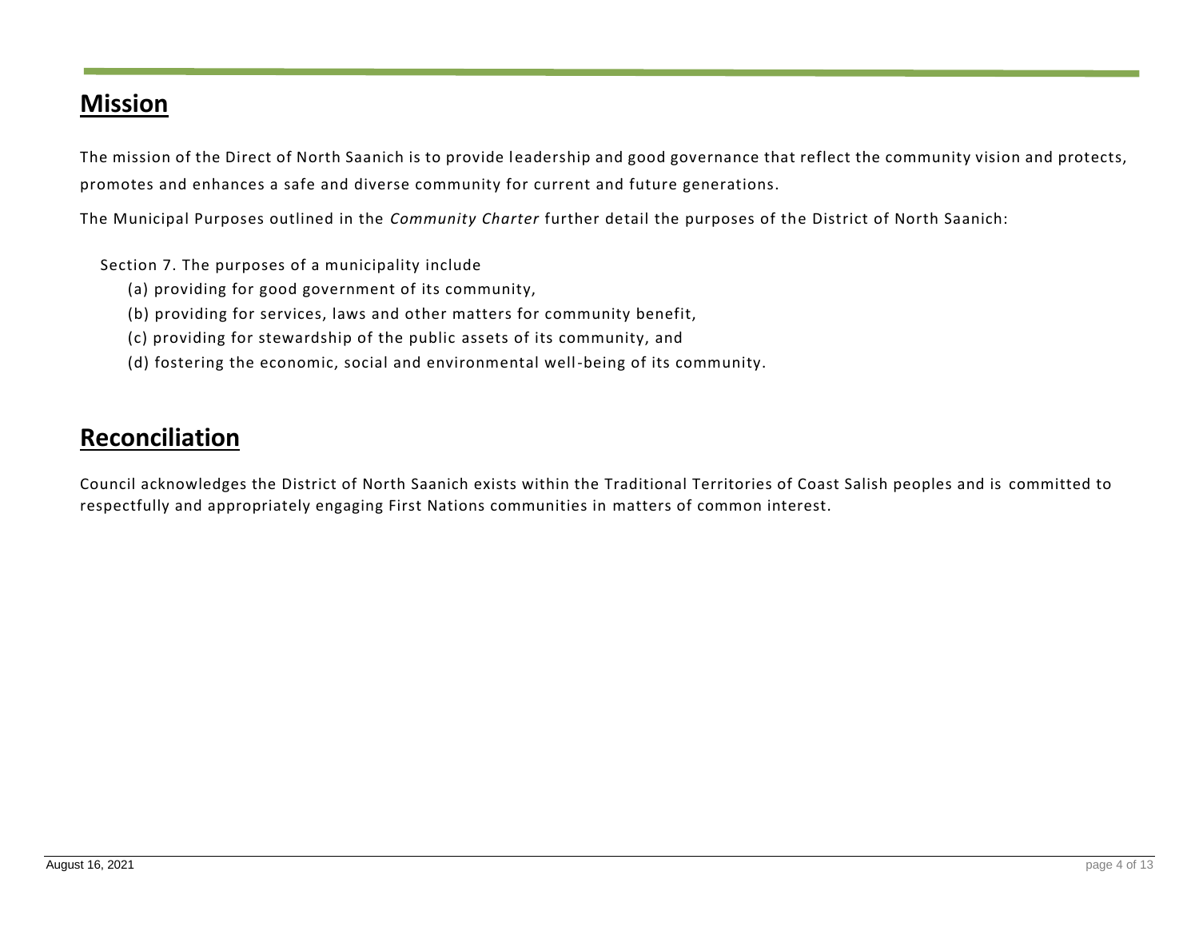## Mission

The mission of the Direct of North Saanich is to provide leadership and good governance that reflect the community vision and protects, promotes and enhances a safe and diverse community for current and future generations.

The Municipal Purposes outlined in the *Community Charter* further detail the purposes of the District of North Saanich:

Section 7. The purposes of a municipality include

(a) providing for good government of its community,

(b) providing for services, laws and other matters for community benefit,

(c) providing for stewardship of the public assets of its community, and

(d) fostering the economic, social and environmental well-being of its community.

## Reconciliation

Council acknowledges the District of North Saanich exists within the Traditional Territories of Coast Salish peoples and is committed to respectfully and appropriately engaging First Nations communities in matters of common interest.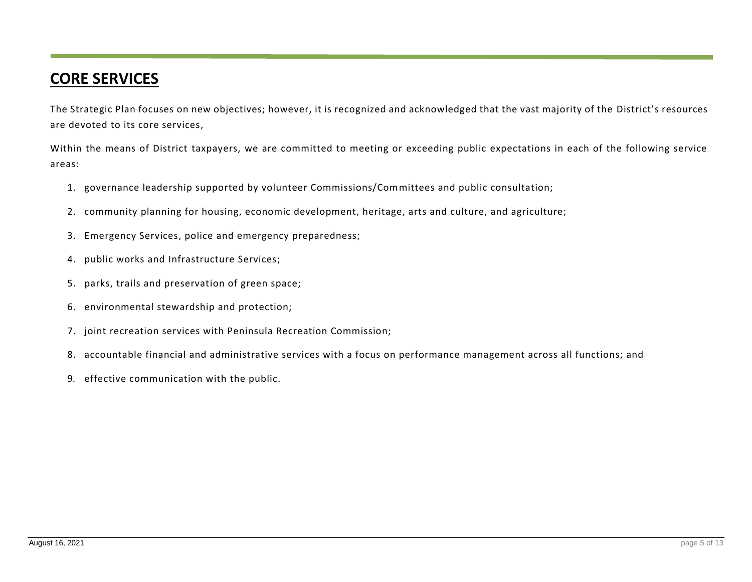## CORE SERVICES

The Strategic Plan focuses on new objectives; however, it is recognized and acknowledged that the vast majority of the District's resources are devoted to its core services,

Within the means of District taxpayers, we are committed to meeting or exceeding public expectations in each of the following service areas:

1. governance leadership supported by volunteer Commissions/Committees and public consultation;
2. community planning for housing, economic development, heritage, arts and culture, and agriculture;
3. Emergency Services, police and emergency preparedness;
4. public works and Infrastructure Services;
5. parks, trails and preservation of green space;
6. environmental stewardship and protection;
7. joint recreation services with Peninsula Recreation Commission;
8. accountable financial and administrative services with a focus on performance management across all functions; and
9. effective communication with the public.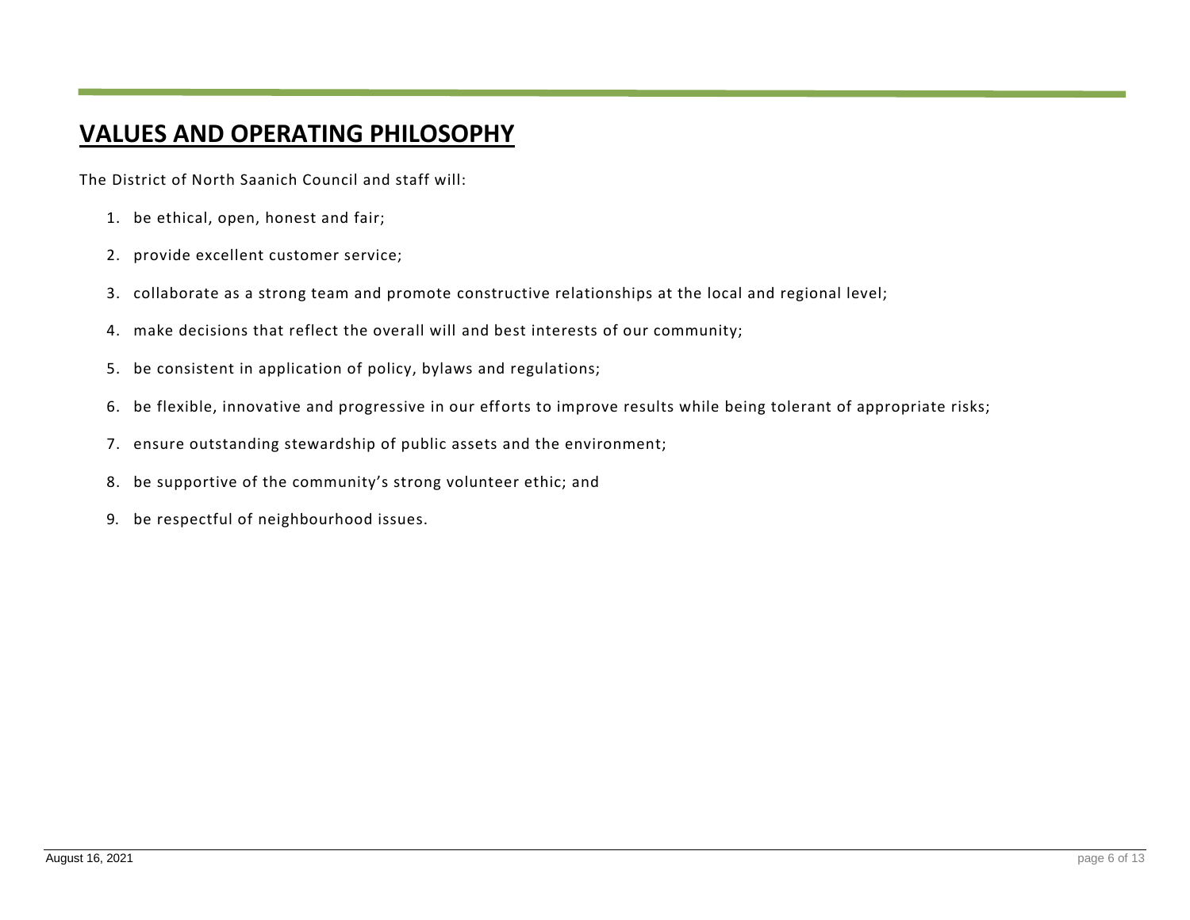# VALUES AND OPERATING PHILOSOPHY

The District of North Saanich Council and staff will:

1. be ethical, open, honest and fair;
2. provide excellent customer service;
3. collaborate as a strong team and promote constructive relationships at the local and regional level;
4. make decisions that reflect the overall will and best interests of our community;
5. be consistent in application of policy, bylaws and regulations;
6. be flexible, innovative and progressive in our efforts to improve results while being tolerant of appropriate risks;
7. ensure outstanding stewardship of public assets and the environment;
8. be supportive of the community's strong volunteer ethic; and
9. be respectful of neighbourhood issues.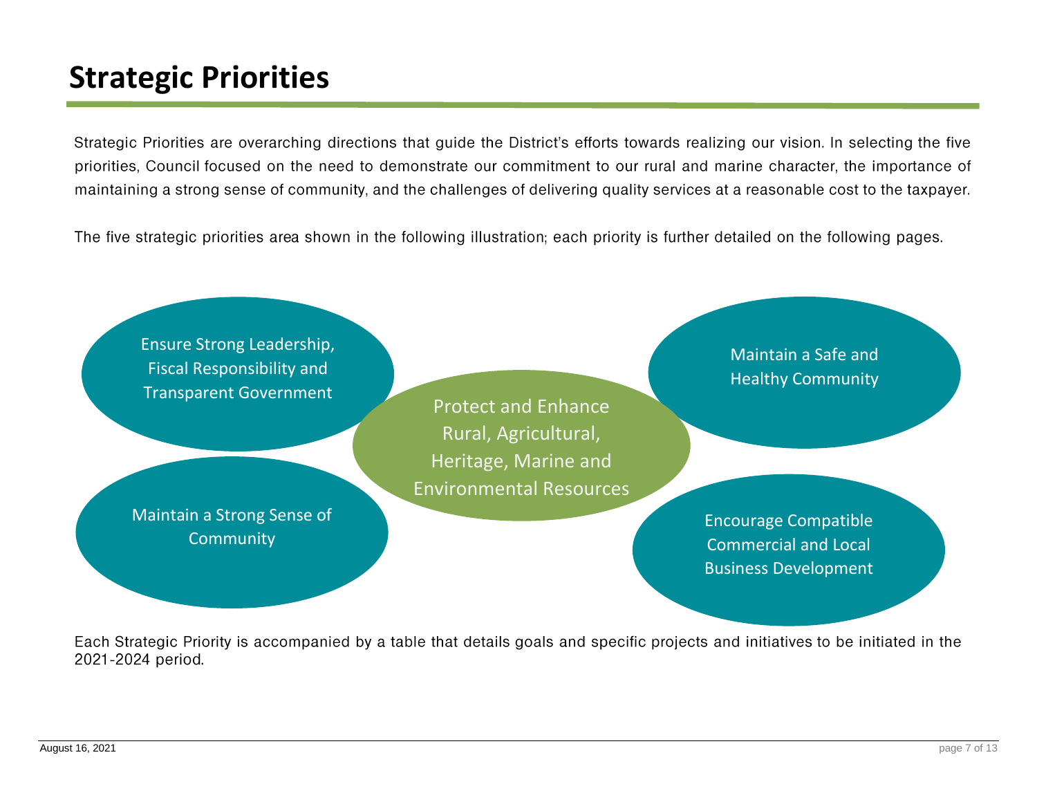# Strategic Priorities

Strategic Priorities are overarching directions that guide the District's efforts towards realizing our vision. In selecting the five priorities, Council focused on the need to demonstrate our commitment to our rural and marine character, the importance of maintaining a strong sense of community, and the challenges of delivering quality services at a reasonable cost to the taxpayer.

The five strategic priorities area shown in the following illustration; each priority is further detailed on the following pages.

- Ensure Strong Leadership, Fiscal Responsibility and Transparent Government
- Maintain a Safe and Healthy Community
- Protect and Enhance Rural, Agricultural, Heritage, Marine and Environmental Resources
- Maintain a Strong Sense of Community
- Encourage Compatible Commercial and Local Business Development

Each Strategic Priority is accompanied by a table that details goals and specific projects and initiatives to be initiated in the 2021-2024 period.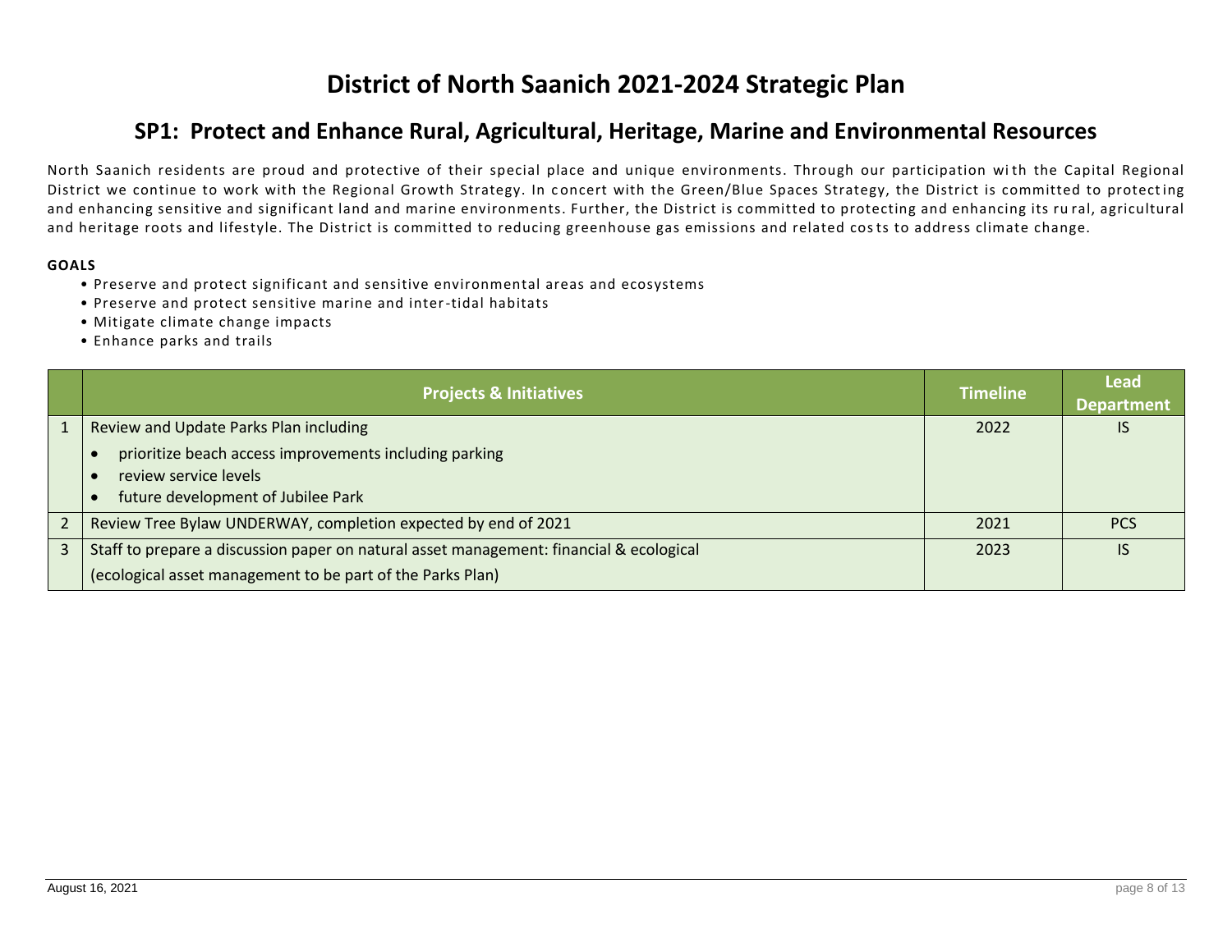# District of North Saanich 2021-2024 Strategic Plan

## SP1: Protect and Enhance Rural, Agricultural, Heritage, Marine and Environmental Resources

North Saanich residents are proud and protective of their special place and unique environments. Through our participation with the Capital Regional District we continue to work with the Regional Growth Strategy. In concert with the Green/Blue Spaces Strategy, the District is committed to protecting and enhancing sensitive and significant land and marine environments. Further, the District is committed to protecting and enhancing its rural, agricultural and heritage roots and lifestyle. The District is committed to reducing greenhouse gas emissions and related costs to address climate change.

**GOALS**

- Preserve and protect significant and sensitive environmental areas and ecosystems
- Preserve and protect sensitive marine and inter-tidal habitats
- Mitigate climate change impacts
- Enhance parks and trails

| | Projects & Initiatives | Timeline | Lead Department |
|---|---|---|---|
| 1 | Review and Update Parks Plan including<br>• prioritize beach access improvements including parking<br>• review service levels<br>• future development of Jubilee Park | 2022 | IS |
| 2 | Review Tree Bylaw UNDERWAY, completion expected by end of 2021 | 2021 | PCS |
| 3 | Staff to prepare a discussion paper on natural asset management: financial & ecological<br>(ecological asset management to be part of the Parks Plan) | 2023 | IS |

August 16, 2021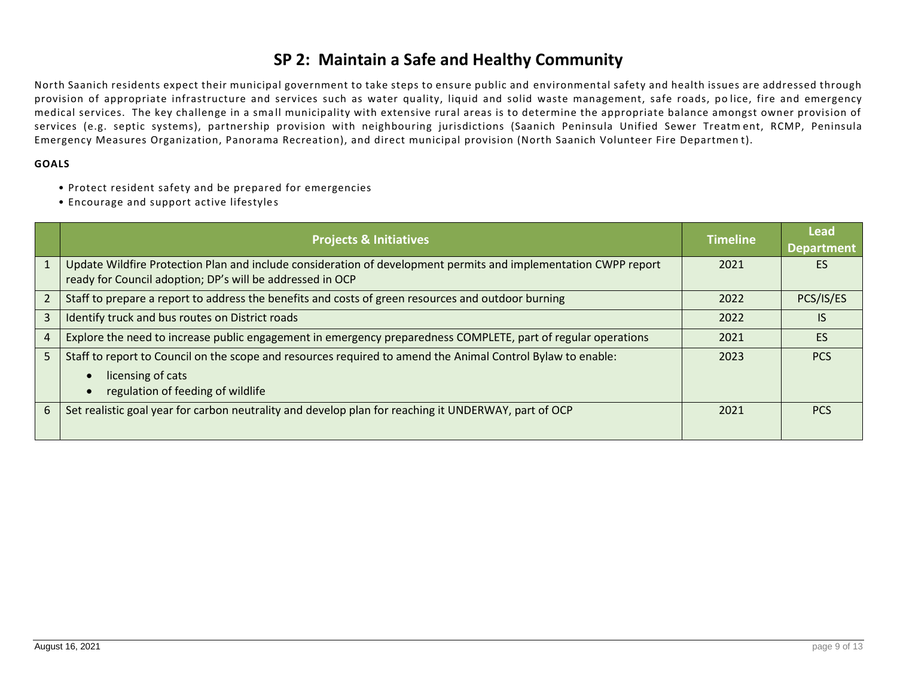# SP 2: Maintain a Safe and Healthy Community

North Saanich residents expect their municipal government to take steps to ensure public and environmental safety and health issues are addressed through provision of appropriate infrastructure and services such as water quality, liquid and solid waste management, safe roads, police, fire and emergency medical services. The key challenge in a small municipality with extensive rural areas is to determine the appropriate balance amongst owner provision of services (e.g. septic systems), partnership provision with neighbouring jurisdictions (Saanich Peninsula Unified Sewer Treatment, RCMP, Peninsula Emergency Measures Organization, Panorama Recreation), and direct municipal provision (North Saanich Volunteer Fire Department).

**GOALS**

- Protect resident safety and be prepared for emergencies
- Encourage and support active lifestyles

| | Projects & Initiatives | Timeline | Lead Department |
|---|---|---|---|
| 1 | Update Wildfire Protection Plan and include consideration of development permits and implementation CWPP report ready for Council adoption; DP's will be addressed in OCP | 2021 | ES |
| 2 | Staff to prepare a report to address the benefits and costs of green resources and outdoor burning | 2022 | PCS/IS/ES |
| 3 | Identify truck and bus routes on District roads | 2022 | IS |
| 4 | Explore the need to increase public engagement in emergency preparedness COMPLETE, part of regular operations | 2021 | ES |
| 5 | Staff to report to Council on the scope and resources required to amend the Animal Control Bylaw to enable:<br>• licensing of cats<br>• regulation of feeding of wildlife | 2023 | PCS |
| 6 | Set realistic goal year for carbon neutrality and develop plan for reaching it UNDERWAY, part of OCP | 2021 | PCS |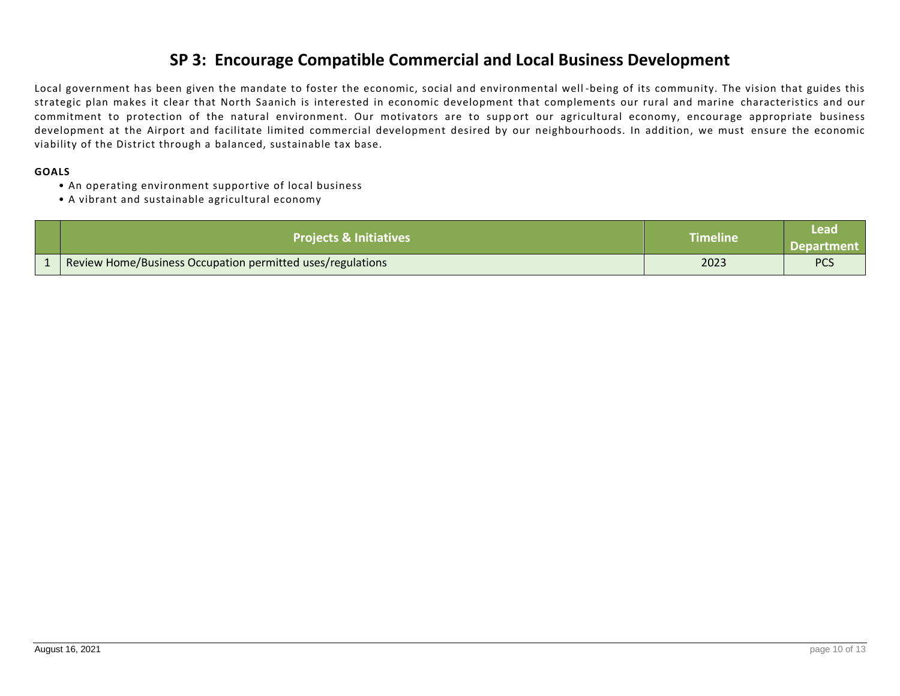# SP 3: Encourage Compatible Commercial and Local Business Development

Local government has been given the mandate to foster the economic, social and environmental well-being of its community. The vision that guides this strategic plan makes it clear that North Saanich is interested in economic development that complements our rural and marine characteristics and our commitment to protection of the natural environment. Our motivators are to support our agricultural economy, encourage appropriate business development at the Airport and facilitate limited commercial development desired by our neighbourhoods. In addition, we must ensure the economic viability of the District through a balanced, sustainable tax base.

**GOALS**

- An operating environment supportive of local business
- A vibrant and sustainable agricultural economy

| | Projects & Initiatives | Timeline | Lead Department |
|---|---|---|---|
| 1 | Review Home/Business Occupation permitted uses/regulations | 2023 | PCS |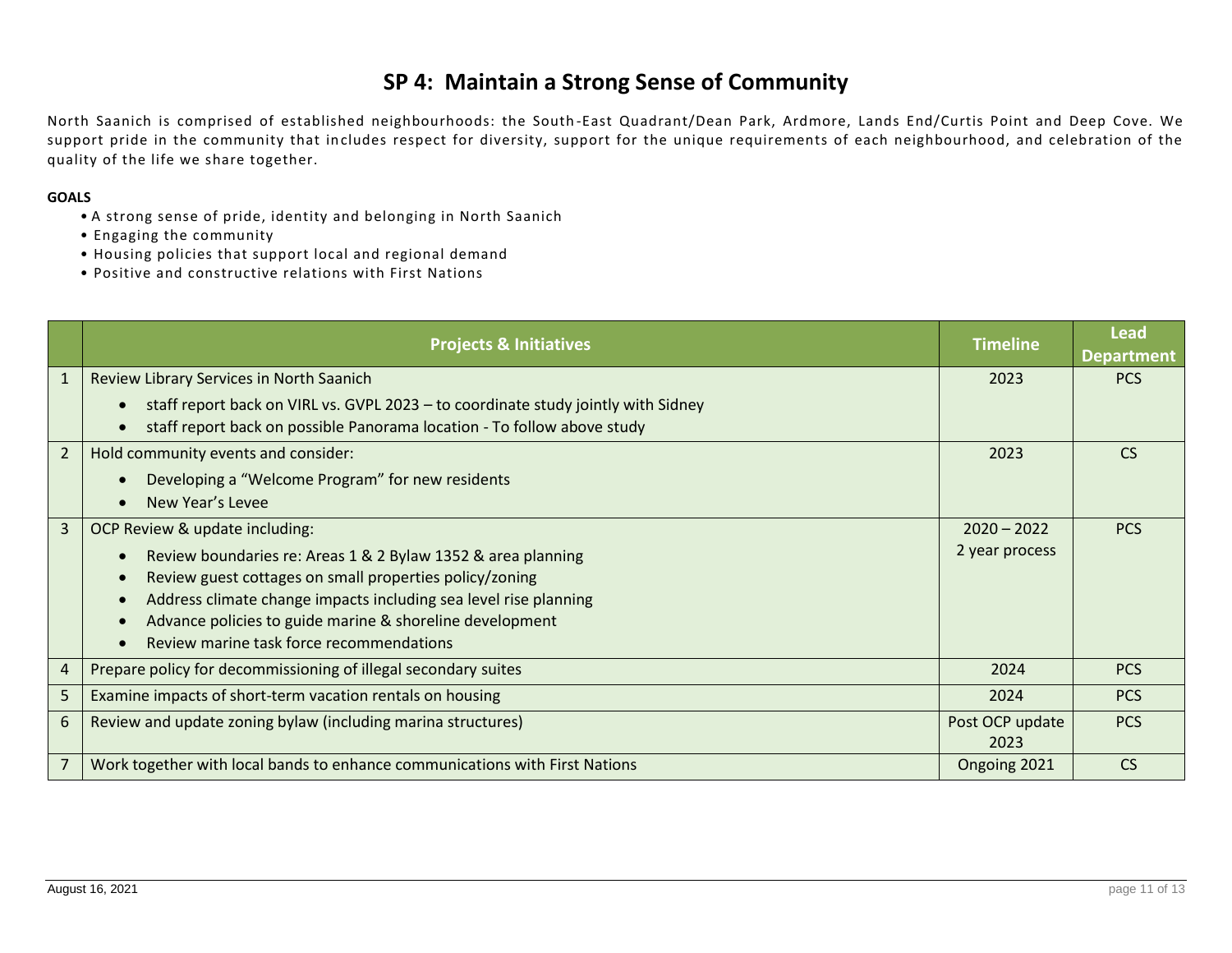# SP 4: Maintain a Strong Sense of Community

North Saanich is comprised of established neighbourhoods: the South-East Quadrant/Dean Park, Ardmore, Lands End/Curtis Point and Deep Cove. We support pride in the community that includes respect for diversity, support for the unique requirements of each neighbourhood, and celebration of the quality of the life we share together.

**GOALS**

- A strong sense of pride, identity and belonging in North Saanich
- Engaging the community
- Housing policies that support local and regional demand
- Positive and constructive relations with First Nations

| | Projects & Initiatives | Timeline | Lead Department |
|---|---|---|---|
| 1 | Review Library Services in North Saanich<br>• staff report back on VIRL vs. GVPL 2023 – to coordinate study jointly with Sidney<br>• staff report back on possible Panorama location - To follow above study | 2023 | PCS |
| 2 | Hold community events and consider:<br>• Developing a "Welcome Program" for new residents<br>• New Year's Levee | 2023 | CS |
| 3 | OCP Review & update including:<br>• Review boundaries re: Areas 1 & 2 Bylaw 1352 & area planning<br>• Review guest cottages on small properties policy/zoning<br>• Address climate change impacts including sea level rise planning<br>• Advance policies to guide marine & shoreline development<br>• Review marine task force recommendations | 2020 – 2022<br>2 year process | PCS |
| 4 | Prepare policy for decommissioning of illegal secondary suites | 2024 | PCS |
| 5 | Examine impacts of short-term vacation rentals on housing | 2024 | PCS |
| 6 | Review and update zoning bylaw (including marina structures) | Post OCP update 2023 | PCS |
| 7 | Work together with local bands to enhance communications with First Nations | Ongoing 2021 | CS |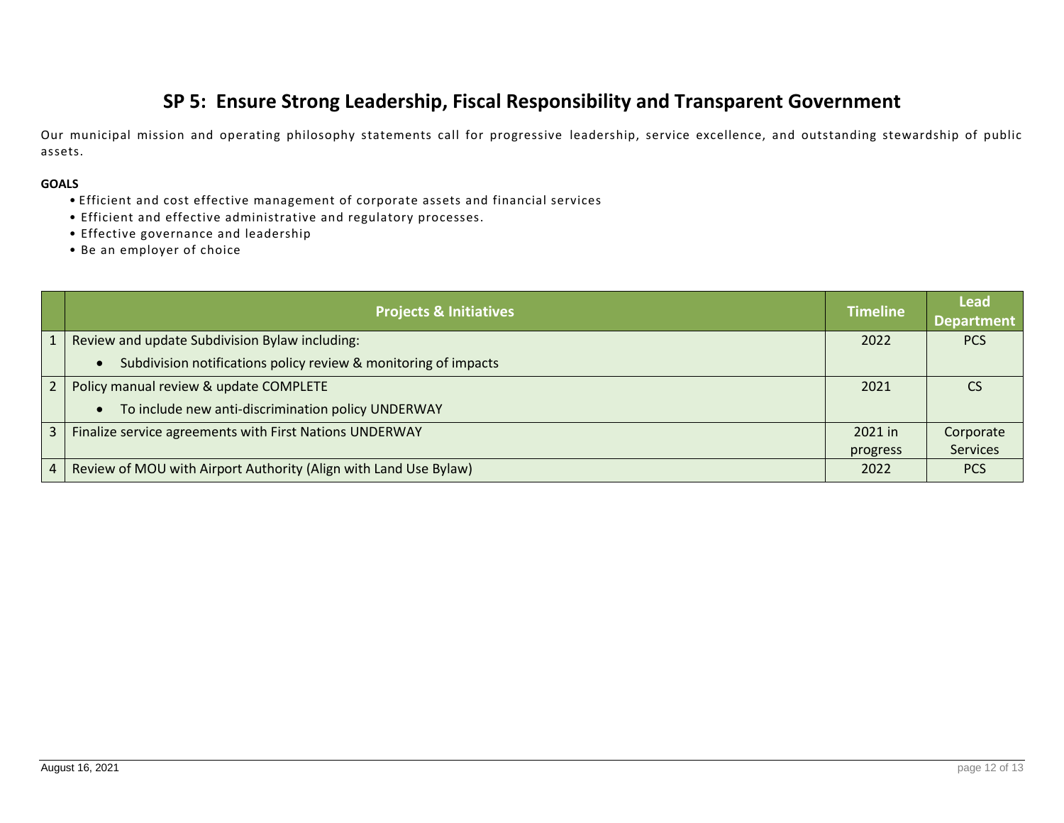# SP 5: Ensure Strong Leadership, Fiscal Responsibility and Transparent Government

Our municipal mission and operating philosophy statements call for progressive leadership, service excellence, and outstanding stewardship of public assets.

**GOALS**

- Efficient and cost effective management of corporate assets and financial services
- Efficient and effective administrative and regulatory processes.
- Effective governance and leadership
- Be an employer of choice

| | Projects & Initiatives | Timeline | Lead Department |
|---|---|---|---|
| 1 | Review and update Subdivision Bylaw including:<br>• Subdivision notifications policy review & monitoring of impacts | 2022 | PCS |
| 2 | Policy manual review & update COMPLETE<br>• To include new anti-discrimination policy UNDERWAY | 2021 | CS |
| 3 | Finalize service agreements with First Nations UNDERWAY | 2021 in progress | Corporate Services |
| 4 | Review of MOU with Airport Authority (Align with Land Use Bylaw) | 2022 | PCS |

August 16, 2021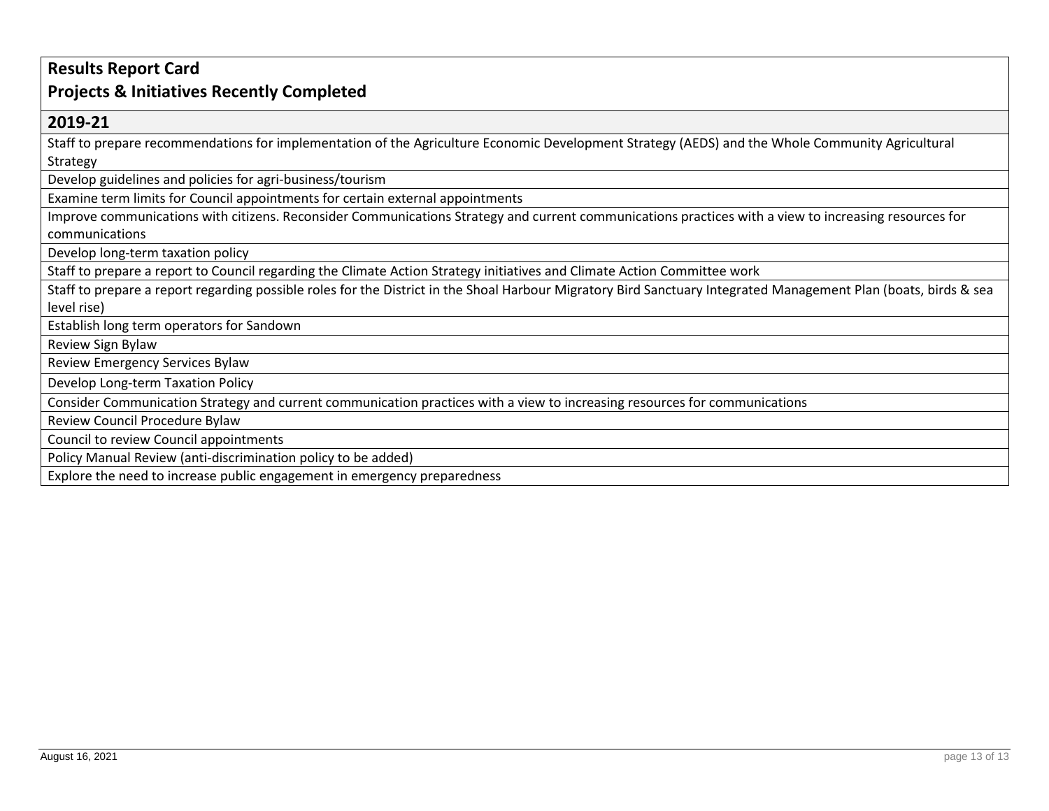## Results Report Card
## Projects & Initiatives Recently Completed

| 2019-21 |
|---|
| Staff to prepare recommendations for implementation of the Agriculture Economic Development Strategy (AEDS) and the Whole Community Agricultural Strategy |
| Develop guidelines and policies for agri-business/tourism |
| Examine term limits for Council appointments for certain external appointments |
| Improve communications with citizens. Reconsider Communications Strategy and current communications practices with a view to increasing resources for communications |
| Develop long-term taxation policy |
| Staff to prepare a report to Council regarding the Climate Action Strategy initiatives and Climate Action Committee work |
| Staff to prepare a report regarding possible roles for the District in the Shoal Harbour Migratory Bird Sanctuary Integrated Management Plan (boats, birds & sea level rise) |
| Establish long term operators for Sandown |
| Review Sign Bylaw |
| Review Emergency Services Bylaw |
| Develop Long-term Taxation Policy |
| Consider Communication Strategy and current communication practices with a view to increasing resources for communications |
| Review Council Procedure Bylaw |
| Council to review Council appointments |
| Policy Manual Review (anti-discrimination policy to be added) |
| Explore the need to increase public engagement in emergency preparedness |

August 16, 2021